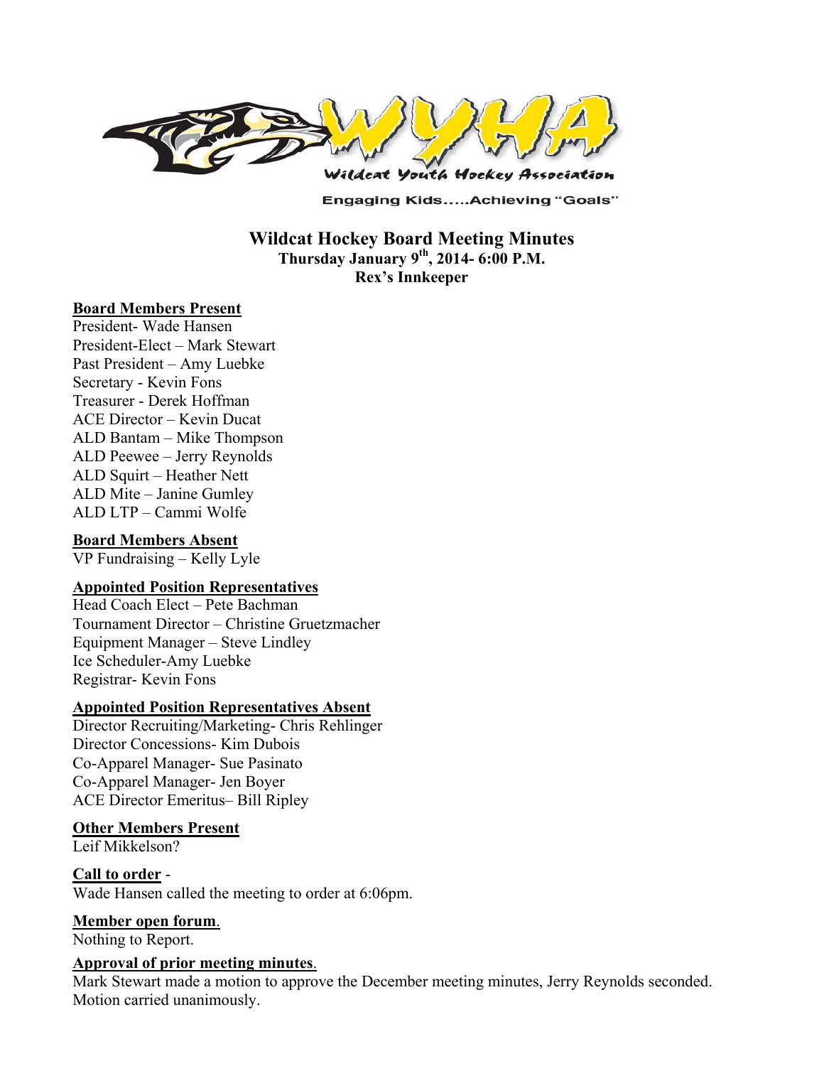WYHA

Wildcat Youth Hockey Association

Engaging Kids.....Achieving "Goals"

# Wildcat Hockey Board Meeting Minutes

**Thursday January 9th, 2014- 6:00 P.M.**
**Rex's Innkeeper**

**Board Members Present**

President- Wade Hansen
President-Elect – Mark Stewart
Past President – Amy Luebke
Secretary - Kevin Fons
Treasurer - Derek Hoffman
ACE Director – Kevin Ducat
ALD Bantam – Mike Thompson
ALD Peewee – Jerry Reynolds
ALD Squirt – Heather Nett
ALD Mite – Janine Gumley
ALD LTP – Cammi Wolfe

**Board Members Absent**

VP Fundraising – Kelly Lyle

**Appointed Position Representatives**

Head Coach Elect – Pete Bachman
Tournament Director – Christine Gruetzmacher
Equipment Manager – Steve Lindley
Ice Scheduler-Amy Luebke
Registrar- Kevin Fons

**Appointed Position Representatives Absent**

Director Recruiting/Marketing- Chris Rehlinger
Director Concessions- Kim Dubois
Co-Apparel Manager- Sue Pasinato
Co-Apparel Manager- Jen Boyer
ACE Director Emeritus– Bill Ripley

**Other Members Present**

Leif Mikkelson?

**Call to order** -

Wade Hansen called the meeting to order at 6:06pm.

**Member open forum**.

Nothing to Report.

**Approval of prior meeting minutes**.

Mark Stewart made a motion to approve the December meeting minutes, Jerry Reynolds seconded. Motion carried unanimously.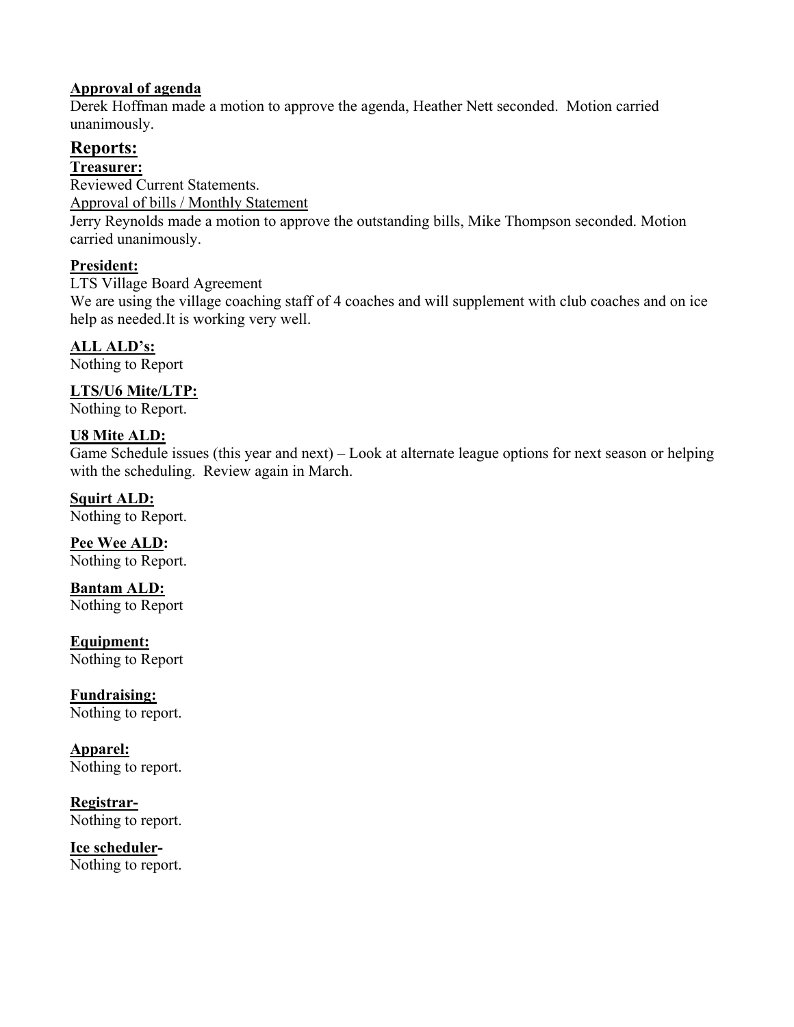**Approval of agenda**

Derek Hoffman made a motion to approve the agenda, Heather Nett seconded. Motion carried unanimously.

## Reports:

**Treasurer:**

Reviewed Current Statements.

Approval of bills / Monthly Statement

Jerry Reynolds made a motion to approve the outstanding bills, Mike Thompson seconded. Motion carried unanimously.

**President:**

LTS Village Board Agreement

We are using the village coaching staff of 4 coaches and will supplement with club coaches and on ice help as needed.It is working very well.

**ALL ALD's:**

Nothing to Report

**LTS/U6 Mite/LTP:**

Nothing to Report.

**U8 Mite ALD:**

Game Schedule issues (this year and next) – Look at alternate league options for next season or helping with the scheduling. Review again in March.

**Squirt ALD:**

Nothing to Report.

**Pee Wee ALD:**

Nothing to Report.

**Bantam ALD:**

Nothing to Report

**Equipment:**

Nothing to Report

**Fundraising:**

Nothing to report.

**Apparel:**

Nothing to report.

**Registrar-**

Nothing to report.

**Ice scheduler-**

Nothing to report.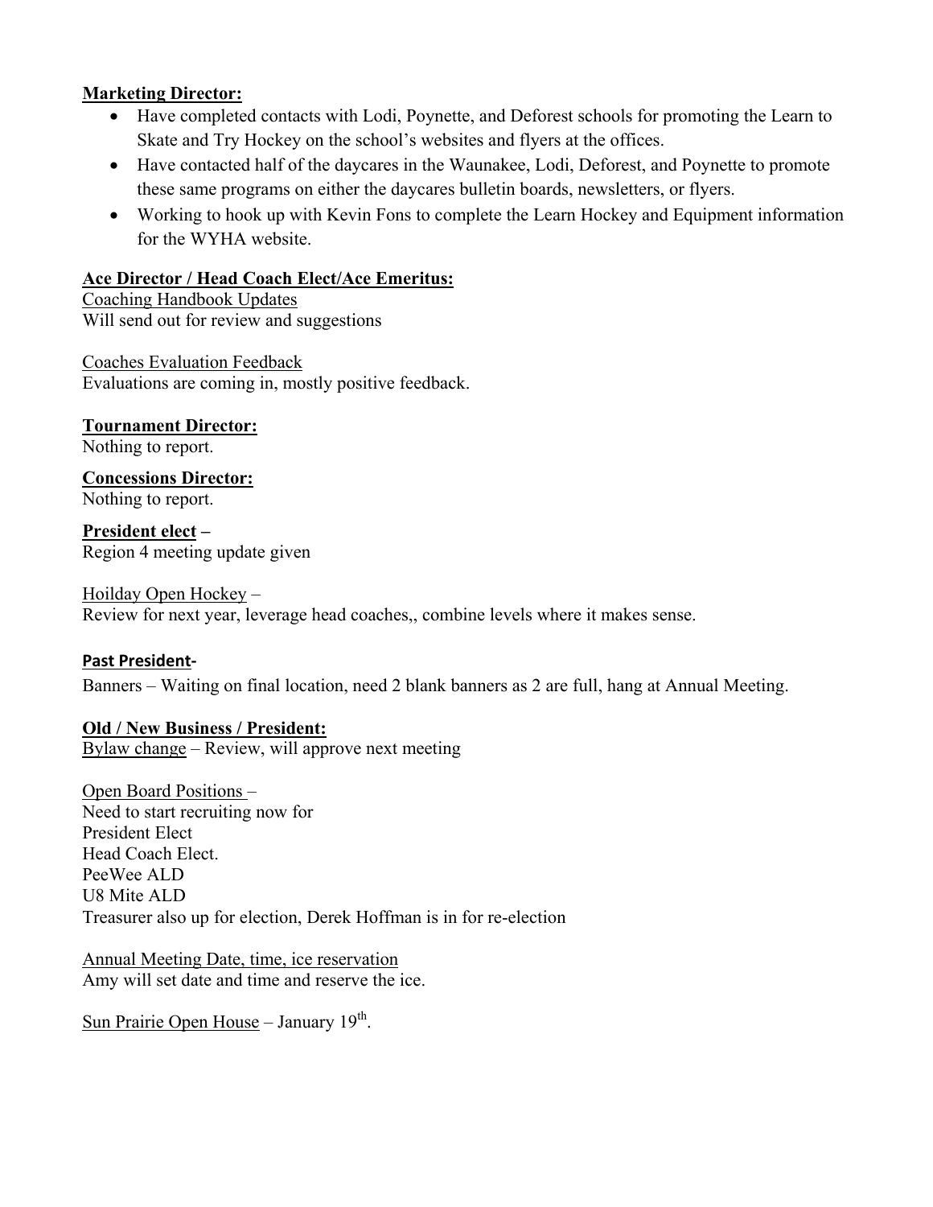**Marketing Director:**

- Have completed contacts with Lodi, Poynette, and Deforest schools for promoting the Learn to Skate and Try Hockey on the school's websites and flyers at the offices.
- Have contacted half of the daycares in the Waunakee, Lodi, Deforest, and Poynette to promote these same programs on either the daycares bulletin boards, newsletters, or flyers.
- Working to hook up with Kevin Fons to complete the Learn Hockey and Equipment information for the WYHA website.

**Ace Director / Head Coach Elect/Ace Emeritus:**

Coaching Handbook Updates
Will send out for review and suggestions

Coaches Evaluation Feedback
Evaluations are coming in, mostly positive feedback.

**Tournament Director:**
Nothing to report.

**Concessions Director:**
Nothing to report.

**President elect –**
Region 4 meeting update given

Hoilday Open Hockey –
Review for next year, leverage head coaches,, combine levels where it makes sense.

**Past President-**

Banners – Waiting on final location, need 2 blank banners as 2 are full, hang at Annual Meeting.

**Old / New Business / President:**

Bylaw change – Review, will approve next meeting

Open Board Positions –
Need to start recruiting now for
President Elect
Head Coach Elect.
PeeWee ALD
U8 Mite ALD
Treasurer also up for election, Derek Hoffman is in for re-election

Annual Meeting Date, time, ice reservation
Amy will set date and time and reserve the ice.

Sun Prairie Open House – January 19th.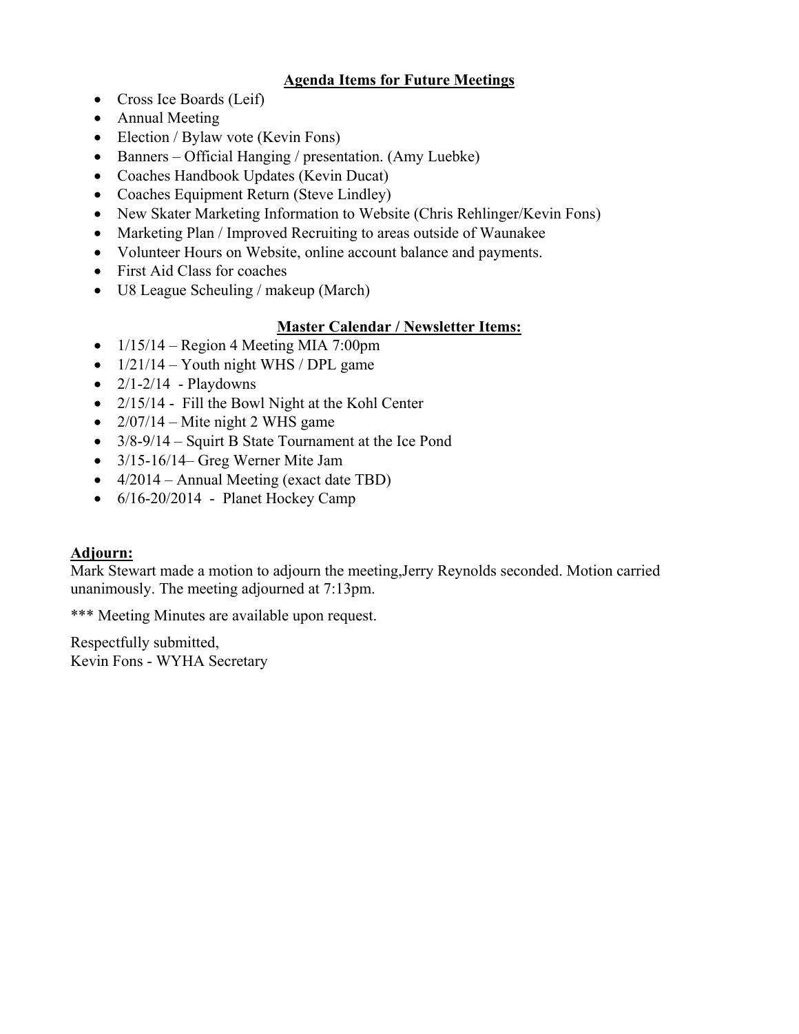**Agenda Items for Future Meetings**

- Cross Ice Boards (Leif)
- Annual Meeting
- Election / Bylaw vote (Kevin Fons)
- Banners – Official Hanging / presentation. (Amy Luebke)
- Coaches Handbook Updates (Kevin Ducat)
- Coaches Equipment Return (Steve Lindley)
- New Skater Marketing Information to Website (Chris Rehlinger/Kevin Fons)
- Marketing Plan / Improved Recruiting to areas outside of Waunakee
- Volunteer Hours on Website, online account balance and payments.
- First Aid Class for coaches
- U8 League Scheuling / makeup (March)

**Master Calendar / Newsletter Items:**

- 1/15/14 – Region 4 Meeting MIA 7:00pm
- 1/21/14 – Youth night WHS / DPL game
- 2/1-2/14 - Playdowns
- 2/15/14 - Fill the Bowl Night at the Kohl Center
- 2/07/14 – Mite night 2 WHS game
- 3/8-9/14 – Squirt B State Tournament at the Ice Pond
- 3/15-16/14– Greg Werner Mite Jam
- 4/2014 – Annual Meeting (exact date TBD)
- 6/16-20/2014 - Planet Hockey Camp

**Adjourn:**

Mark Stewart made a motion to adjourn the meeting,Jerry Reynolds seconded. Motion carried unanimously. The meeting adjourned at 7:13pm.

*** Meeting Minutes are available upon request.

Respectfully submitted,
Kevin Fons - WYHA Secretary